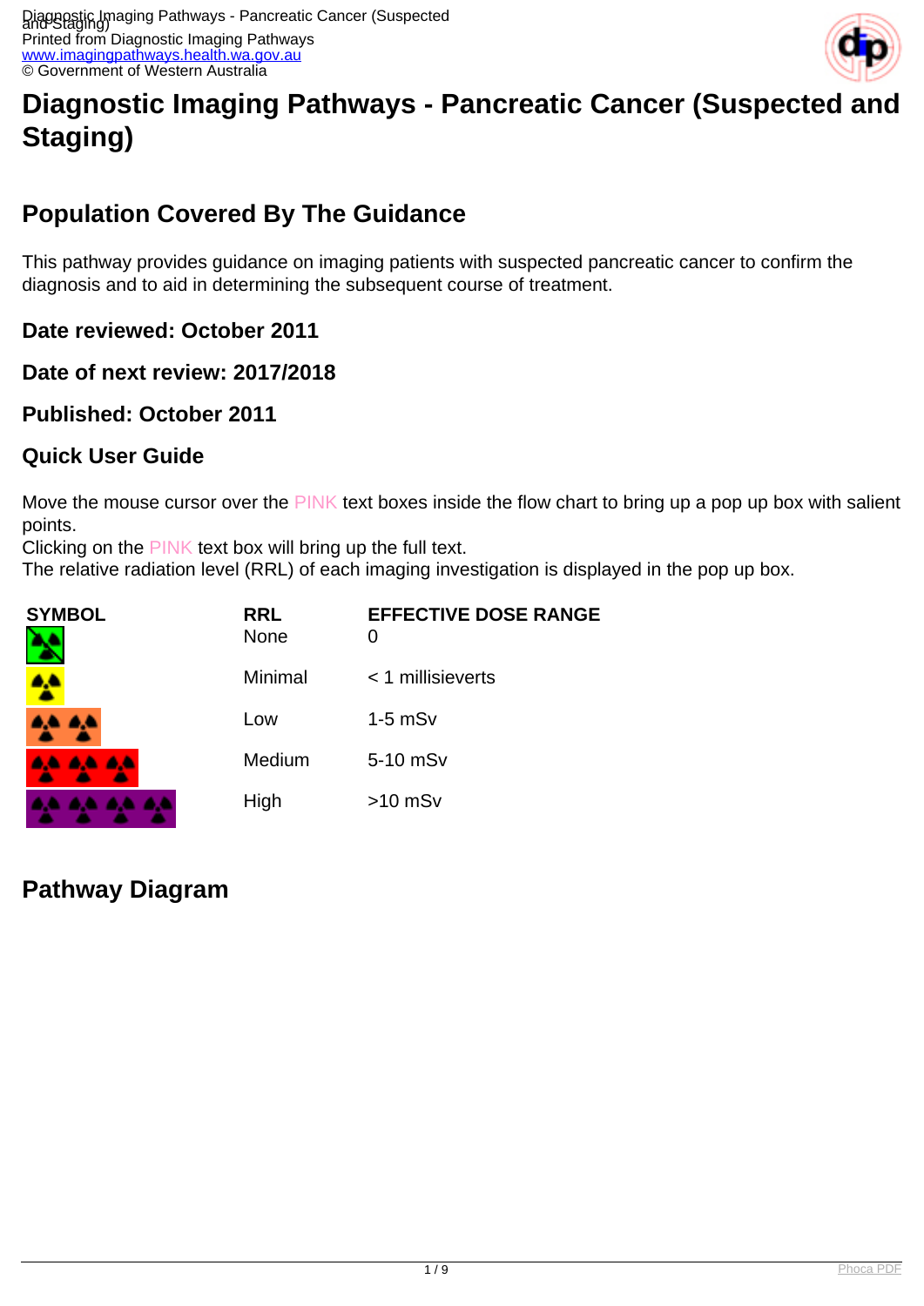# Diagnostic Imaging Pathways - Pancreatic Cancer (Suspected and Staging)

## Population Covered By The Guidance

This pathway provides guidance on imaging patients with suspected pancreatic cancer to confirm the diagnosis and to aid in determining the subsequent course of treatment.

### Date reviewed: October 2011

### Date of next review: 2017/2018

### Published: October 2011

### Quick User Guide

Move the mouse cursor over the PINK text boxes inside the flow chart to bring up a pop up box with salient points.
Clicking on the PINK text box will bring up the full text.
The relative radiation level (RRL) of each imaging investigation is displayed in the pop up box.

| SYMBOL | RRL | EFFECTIVE DOSE RANGE |
|---|---|---|
| | None | 0 |
| | Minimal | < 1 millisieverts |
| | Low | 1-5 mSv |
| | Medium | 5-10 mSv |
| | High | >10 mSv |

## Pathway Diagram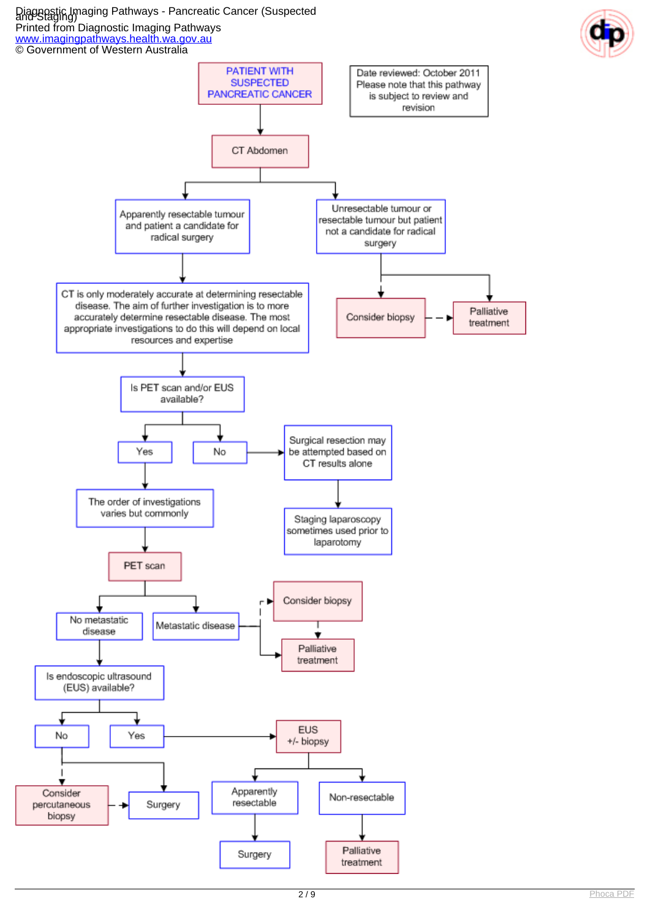PATIENT WITH SUSPECTED PANCREATIC CANCER

Date reviewed: October 2011
Please note that this pathway is subject to review and revision

- CT Abdomen
  - Apparently resectable tumour and patient a candidate for radical surgery
    - CT is only moderately accurate at determining resectable disease. The aim of further investigation is to more accurately determine resectable disease. The most appropriate investigations to do this will depend on local resources and expertise
      - Is PET scan and/or EUS available?
        - Yes
          - The order of investigations varies but commonly
            - PET scan
              - No metastatic disease
                - Is endoscopic ultrasound (EUS) available?
                  - No
                    - Surgery
                    - Consider percutaneous biopsy (dashed) → Surgery (dashed)
                  - Yes
                    - EUS +/- biopsy
                      - Apparently resectable
                        - Surgery
                      - Non-resectable
                        - Palliative treatment
              - Metastatic disease
                - Consider biopsy (dashed) → Palliative treatment
                - Palliative treatment
        - No
          - Surgical resection may be attempted based on CT results alone
            - Staging laparoscopy sometimes used prior to laparotomy
  - Unresectable tumour or resectable tumour but patient not a candidate for radical surgery
    - Consider biopsy (dashed) → Palliative treatment
    - Palliative treatment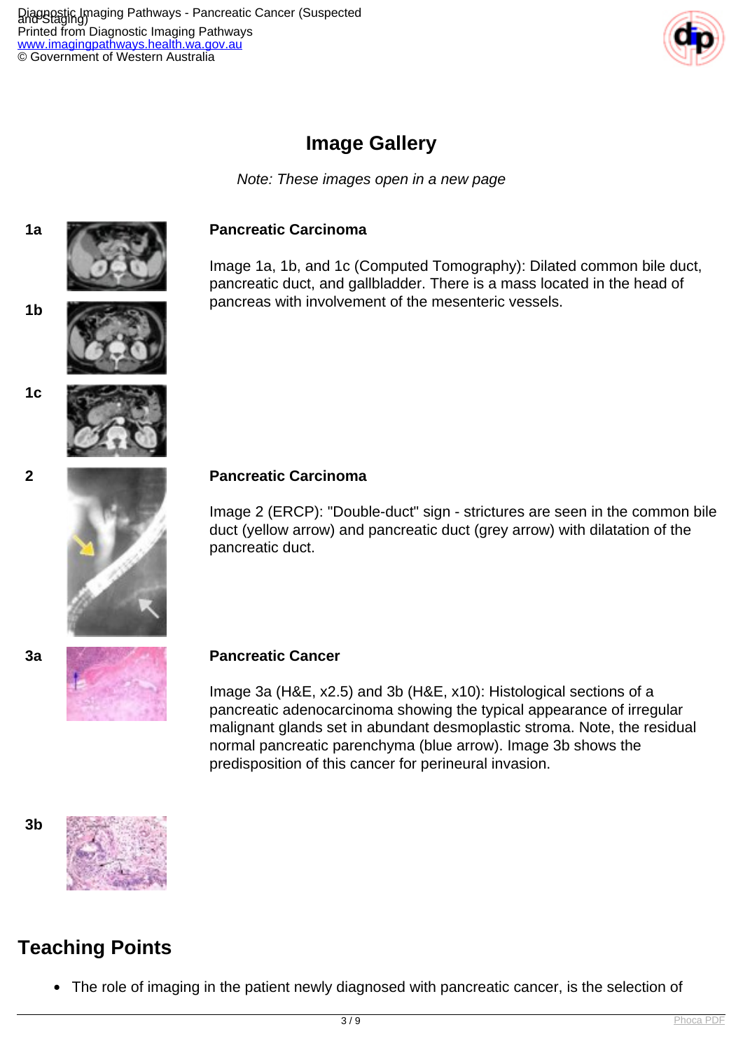## Image Gallery

*Note: These images open in a new page*

1a

1b

1c

**Pancreatic Carcinoma**

Image 1a, 1b, and 1c (Computed Tomography): Dilated common bile duct, pancreatic duct, and gallbladder. There is a mass located in the head of pancreas with involvement of the mesenteric vessels.

2

**Pancreatic Carcinoma**

Image 2 (ERCP): "Double-duct" sign - strictures are seen in the common bile duct (yellow arrow) and pancreatic duct (grey arrow) with dilatation of the pancreatic duct.

3a

**Pancreatic Cancer**

Image 3a (H&E, x2.5) and 3b (H&E, x10): Histological sections of a pancreatic adenocarcinoma showing the typical appearance of irregular malignant glands set in abundant desmoplastic stroma. Note, the residual normal pancreatic parenchyma (blue arrow). Image 3b shows the predisposition of this cancer for perineural invasion.

3b

## Teaching Points

- The role of imaging in the patient newly diagnosed with pancreatic cancer, is the selection of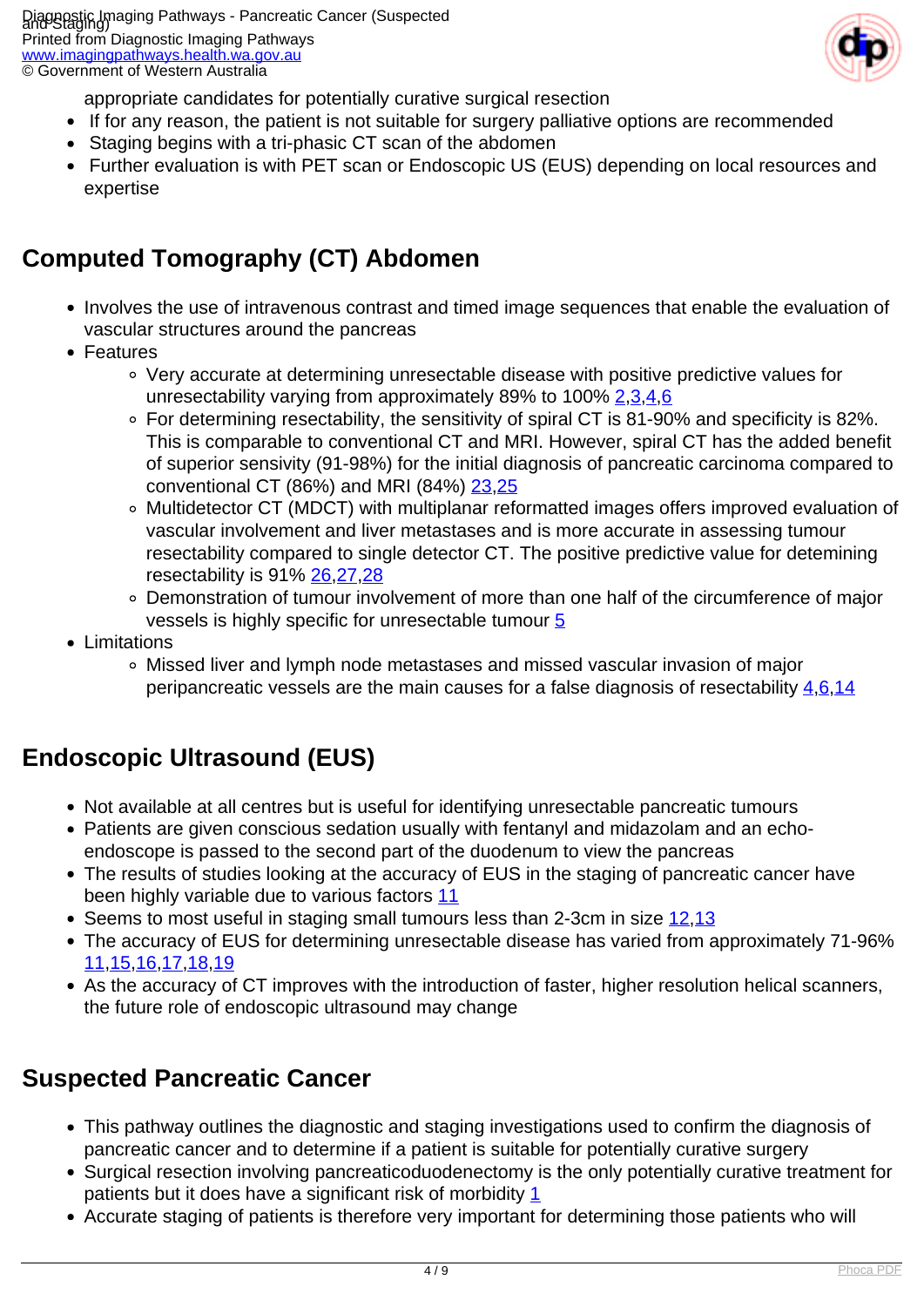appropriate candidates for potentially curative surgical resection

- If for any reason, the patient is not suitable for surgery palliative options are recommended
- Staging begins with a tri-phasic CT scan of the abdomen
- Further evaluation is with PET scan or Endoscopic US (EUS) depending on local resources and expertise

## Computed Tomography (CT) Abdomen

- Involves the use of intravenous contrast and timed image sequences that enable the evaluation of vascular structures around the pancreas
- Features
    - Very accurate at determining unresectable disease with positive predictive values for unresectability varying from approximately 89% to 100% [2,3,4,6]
    - For determining resectability, the sensitivity of spiral CT is 81-90% and specificity is 82%. This is comparable to conventional CT and MRI. However, spiral CT has the added benefit of superior sensivity (91-98%) for the initial diagnosis of pancreatic carcinoma compared to conventional CT (86%) and MRI (84%) [23,25]
    - Multidetector CT (MDCT) with multiplanar reformatted images offers improved evaluation of vascular involvement and liver metastases and is more accurate in assessing tumour resectability compared to single detector CT. The positive predictive value for detemining resectability is 91% [26,27,28]
    - Demonstration of tumour involvement of more than one half of the circumference of major vessels is highly specific for unresectable tumour [5]
- Limitations
    - Missed liver and lymph node metastases and missed vascular invasion of major peripancreatic vessels are the main causes for a false diagnosis of resectability [4,6,14]

## Endoscopic Ultrasound (EUS)

- Not available at all centres but is useful for identifying unresectable pancreatic tumours
- Patients are given conscious sedation usually with fentanyl and midazolam and an echo-endoscope is passed to the second part of the duodenum to view the pancreas
- The results of studies looking at the accuracy of EUS in the staging of pancreatic cancer have been highly variable due to various factors [11]
- Seems to most useful in staging small tumours less than 2-3cm in size [12,13]
- The accuracy of EUS for determining unresectable disease has varied from approximately 71-96% [11,15,16,17,18,19]
- As the accuracy of CT improves with the introduction of faster, higher resolution helical scanners, the future role of endoscopic ultrasound may change

## Suspected Pancreatic Cancer

- This pathway outlines the diagnostic and staging investigations used to confirm the diagnosis of pancreatic cancer and to determine if a patient is suitable for potentially curative surgery
- Surgical resection involving pancreaticoduodenectomy is the only potentially curative treatment for patients but it does have a significant risk of morbidity [1]
- Accurate staging of patients is therefore very important for determining those patients who will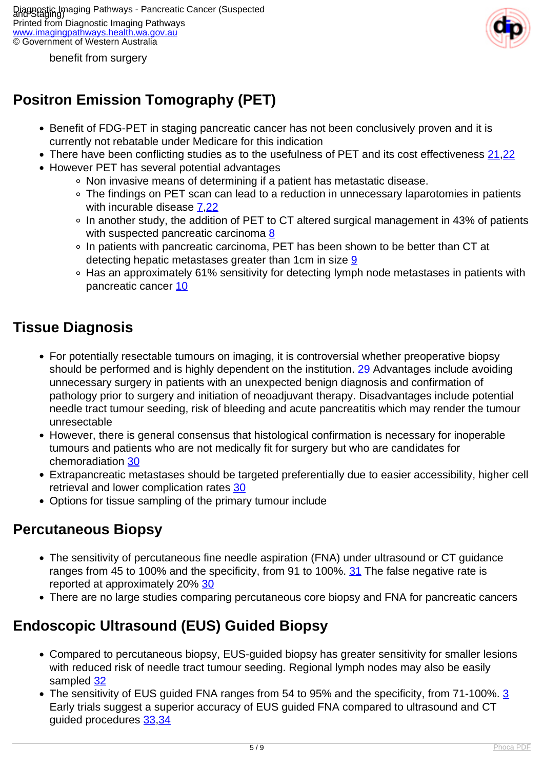benefit from surgery

## Positron Emission Tomography (PET)

- Benefit of FDG-PET in staging pancreatic cancer has not been conclusively proven and it is currently not rebatable under Medicare for this indication
- There have been conflicting studies as to the usefulness of PET and its cost effectiveness 21,22
- However PET has several potential advantages
  - Non invasive means of determining if a patient has metastatic disease.
  - The findings on PET scan can lead to a reduction in unnecessary laparotomies in patients with incurable disease 7,22
  - In another study, the addition of PET to CT altered surgical management in 43% of patients with suspected pancreatic carcinoma 8
  - In patients with pancreatic carcinoma, PET has been shown to be better than CT at detecting hepatic metastases greater than 1cm in size 9
  - Has an approximately 61% sensitivity for detecting lymph node metastases in patients with pancreatic cancer 10

## Tissue Diagnosis

- For potentially resectable tumours on imaging, it is controversial whether preoperative biopsy should be performed and is highly dependent on the institution. 29 Advantages include avoiding unnecessary surgery in patients with an unexpected benign diagnosis and confirmation of pathology prior to surgery and initiation of neoadjuvant therapy. Disadvantages include potential needle tract tumour seeding, risk of bleeding and acute pancreatitis which may render the tumour unresectable
- However, there is general consensus that histological confirmation is necessary for inoperable tumours and patients who are not medically fit for surgery but who are candidates for chemoradiation 30
- Extrapancreatic metastases should be targeted preferentially due to easier accessibility, higher cell retrieval and lower complication rates 30
- Options for tissue sampling of the primary tumour include

## Percutaneous Biopsy

- The sensitivity of percutaneous fine needle aspiration (FNA) under ultrasound or CT guidance ranges from 45 to 100% and the specificity, from 91 to 100%. 31 The false negative rate is reported at approximately 20% 30
- There are no large studies comparing percutaneous core biopsy and FNA for pancreatic cancers

## Endoscopic Ultrasound (EUS) Guided Biopsy

- Compared to percutaneous biopsy, EUS-guided biopsy has greater sensitivity for smaller lesions with reduced risk of needle tract tumour seeding. Regional lymph nodes may also be easily sampled 32
- The sensitivity of EUS guided FNA ranges from 54 to 95% and the specificity, from 71-100%. 3 Early trials suggest a superior accuracy of EUS guided FNA compared to ultrasound and CT guided procedures 33,34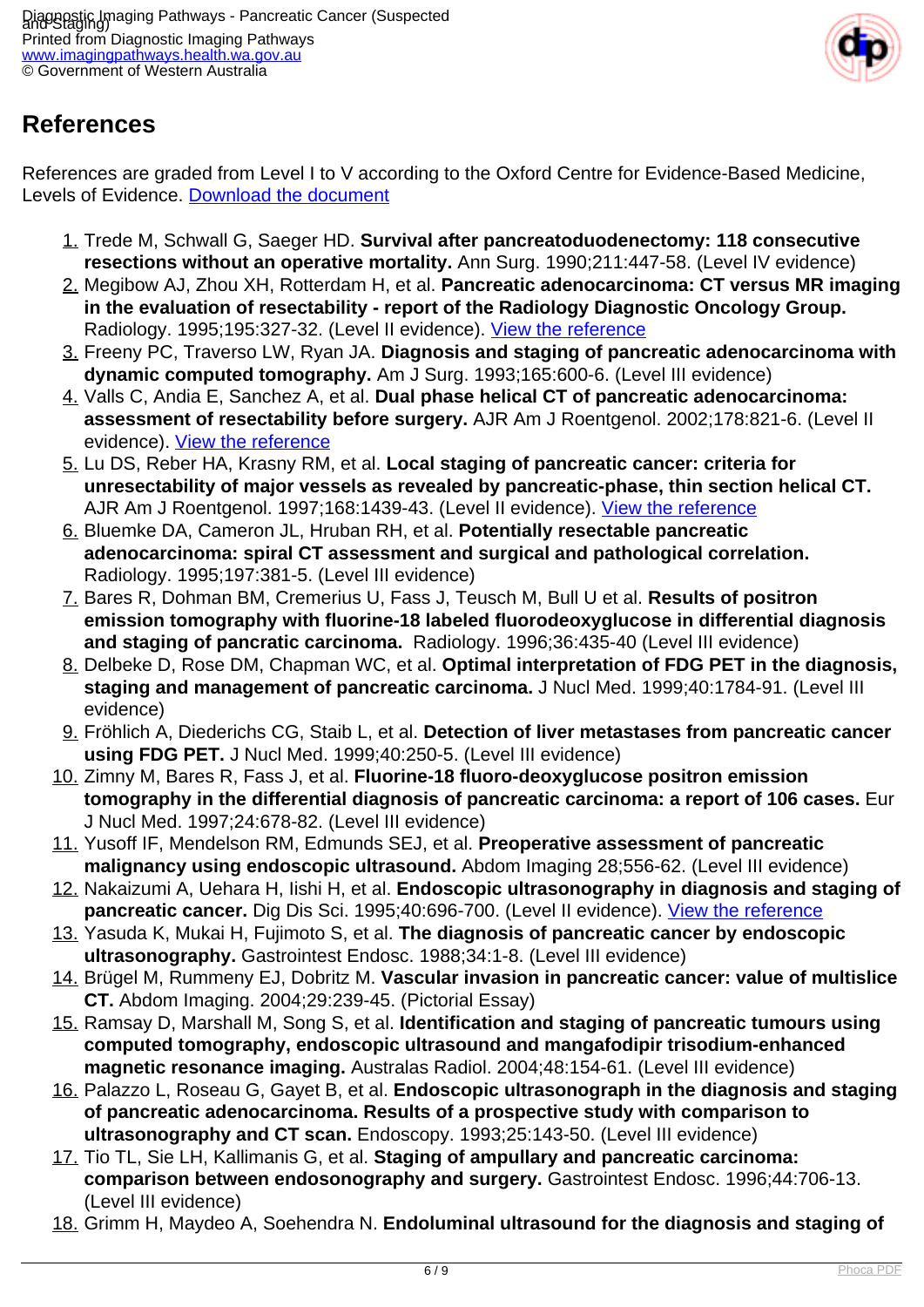## References

References are graded from Level I to V according to the Oxford Centre for Evidence-Based Medicine, Levels of Evidence. [Download the document](#)

1. Trede M, Schwall G, Saeger HD. **Survival after pancreatoduodenectomy: 118 consecutive resections without an operative mortality.** Ann Surg. 1990;211:447-58. (Level IV evidence)
2. Megibow AJ, Zhou XH, Rotterdam H, et al. **Pancreatic adenocarcinoma: CT versus MR imaging in the evaluation of resectability - report of the Radiology Diagnostic Oncology Group.** Radiology. 1995;195:327-32. (Level II evidence). [View the reference](#)
3. Freeny PC, Traverso LW, Ryan JA. **Diagnosis and staging of pancreatic adenocarcinoma with dynamic computed tomography.** Am J Surg. 1993;165:600-6. (Level III evidence)
4. Valls C, Andia E, Sanchez A, et al. **Dual phase helical CT of pancreatic adenocarcinoma: assessment of resectability before surgery.** AJR Am J Roentgenol. 2002;178:821-6. (Level II evidence). [View the reference](#)
5. Lu DS, Reber HA, Krasny RM, et al. **Local staging of pancreatic cancer: criteria for unresectability of major vessels as revealed by pancreatic-phase, thin section helical CT.** AJR Am J Roentgenol. 1997;168:1439-43. (Level II evidence). [View the reference](#)
6. Bluemke DA, Cameron JL, Hruban RH, et al. **Potentially resectable pancreatic adenocarcinoma: spiral CT assessment and surgical and pathological correlation.** Radiology. 1995;197:381-5. (Level III evidence)
7. Bares R, Dohman BM, Cremerius U, Fass J, Teusch M, Bull U et al. **Results of positron emission tomography with fluorine-18 labeled fluorodeoxyglucose in differential diagnosis and staging of pancratic carcinoma.** Radiology. 1996;36:435-40 (Level III evidence)
8. Delbeke D, Rose DM, Chapman WC, et al. **Optimal interpretation of FDG PET in the diagnosis, staging and management of pancreatic carcinoma.** J Nucl Med. 1999;40:1784-91. (Level III evidence)
9. Fröhlich A, Diederichs CG, Staib L, et al. **Detection of liver metastases from pancreatic cancer using FDG PET.** J Nucl Med. 1999;40:250-5. (Level III evidence)
10. Zimny M, Bares R, Fass J, et al. **Fluorine-18 fluoro-deoxyglucose positron emission tomography in the differential diagnosis of pancreatic carcinoma: a report of 106 cases.** Eur J Nucl Med. 1997;24:678-82. (Level III evidence)
11. Yusoff IF, Mendelson RM, Edmunds SEJ, et al. **Preoperative assessment of pancreatic malignancy using endoscopic ultrasound.** Abdom Imaging 28;556-62. (Level III evidence)
12. Nakaizumi A, Uehara H, Iishi H, et al. **Endoscopic ultrasonography in diagnosis and staging of pancreatic cancer.** Dig Dis Sci. 1995;40:696-700. (Level II evidence). [View the reference](#)
13. Yasuda K, Mukai H, Fujimoto S, et al. **The diagnosis of pancreatic cancer by endoscopic ultrasonography.** Gastrointest Endosc. 1988;34:1-8. (Level III evidence)
14. Brügel M, Rummeny EJ, Dobritz M. **Vascular invasion in pancreatic cancer: value of multislice CT.** Abdom Imaging. 2004;29:239-45. (Pictorial Essay)
15. Ramsay D, Marshall M, Song S, et al. **Identification and staging of pancreatic tumours using computed tomography, endoscopic ultrasound and mangafodipir trisodium-enhanced magnetic resonance imaging.** Australas Radiol. 2004;48:154-61. (Level III evidence)
16. Palazzo L, Roseau G, Gayet B, et al. **Endoscopic ultrasonograph in the diagnosis and staging of pancreatic adenocarcinoma. Results of a prospective study with comparison to ultrasonography and CT scan.** Endoscopy. 1993;25:143-50. (Level III evidence)
17. Tio TL, Sie LH, Kallimanis G, et al. **Staging of ampullary and pancreatic carcinoma: comparison between endosonography and surgery.** Gastrointest Endosc. 1996;44:706-13. (Level III evidence)
18. Grimm H, Maydeo A, Soehendra N. **Endoluminal ultrasound for the diagnosis and staging of**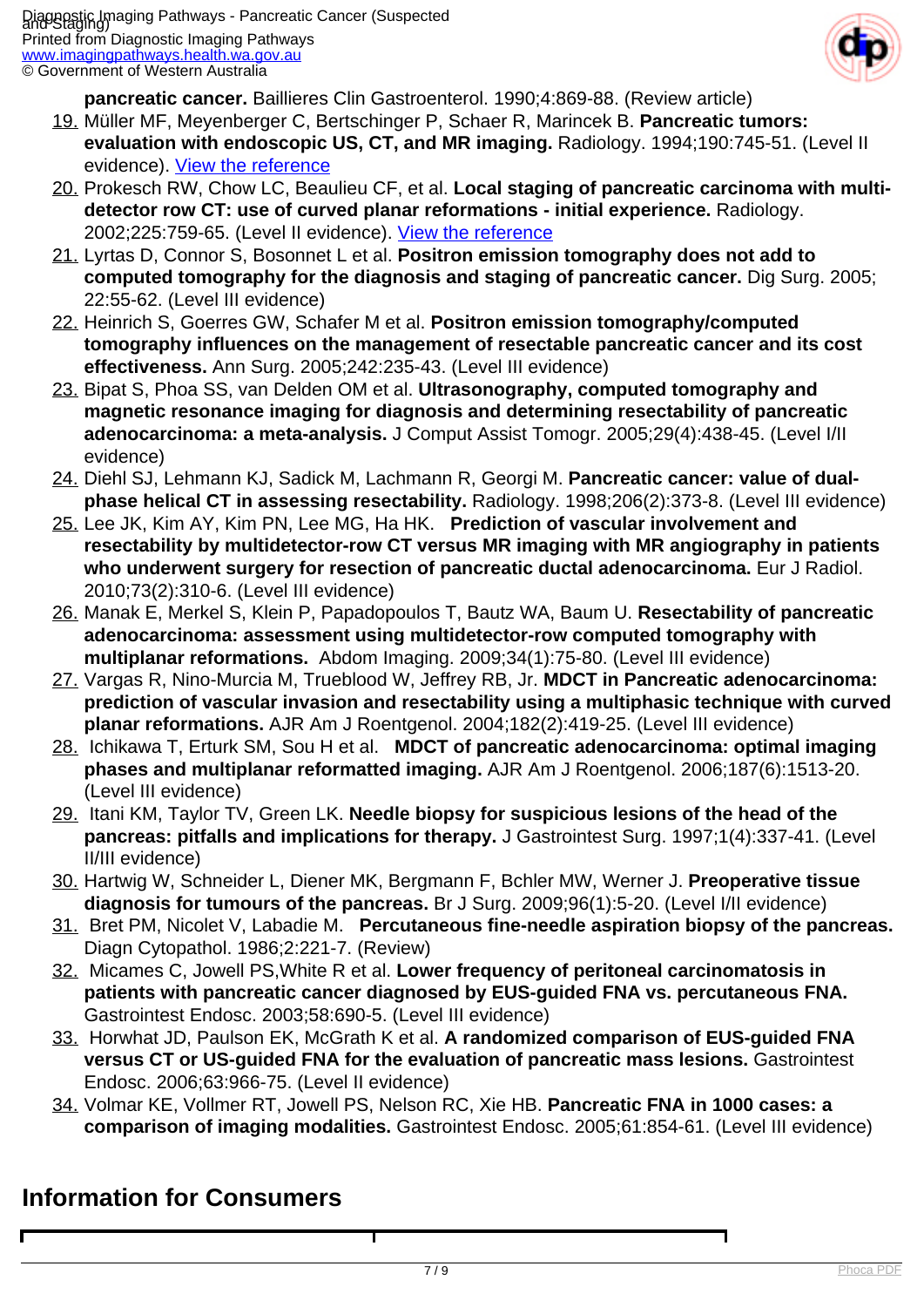**pancreatic cancer.** Baillieres Clin Gastroenterol. 1990;4:869-88. (Review article)

19. Müller MF, Meyenberger C, Bertschinger P, Schaer R, Marincek B. **Pancreatic tumors: evaluation with endoscopic US, CT, and MR imaging.** Radiology. 1994;190:745-51. (Level II evidence). [View the reference]
20. Prokesch RW, Chow LC, Beaulieu CF, et al. **Local staging of pancreatic carcinoma with multi-detector row CT: use of curved planar reformations - initial experience.** Radiology. 2002;225:759-65. (Level II evidence). [View the reference]
21. Lyrtas D, Connor S, Bosonnet L et al. **Positron emission tomography does not add to computed tomography for the diagnosis and staging of pancreatic cancer.** Dig Surg. 2005; 22:55-62. (Level III evidence)
22. Heinrich S, Goerres GW, Schafer M et al. **Positron emission tomography/computed tomography influences on the management of resectable pancreatic cancer and its cost effectiveness.** Ann Surg. 2005;242:235-43. (Level III evidence)
23. Bipat S, Phoa SS, van Delden OM et al. **Ultrasonography, computed tomography and magnetic resonance imaging for diagnosis and determining resectability of pancreatic adenocarcinoma: a meta-analysis.** J Comput Assist Tomogr. 2005;29(4):438-45. (Level I/II evidence)
24. Diehl SJ, Lehmann KJ, Sadick M, Lachmann R, Georgi M. **Pancreatic cancer: value of dual-phase helical CT in assessing resectability.** Radiology. 1998;206(2):373-8. (Level III evidence)
25. Lee JK, Kim AY, Kim PN, Lee MG, Ha HK. **Prediction of vascular involvement and resectability by multidetector-row CT versus MR imaging with MR angiography in patients who underwent surgery for resection of pancreatic ductal adenocarcinoma.** Eur J Radiol. 2010;73(2):310-6. (Level III evidence)
26. Manak E, Merkel S, Klein P, Papadopoulos T, Bautz WA, Baum U. **Resectability of pancreatic adenocarcinoma: assessment using multidetector-row computed tomography with multiplanar reformations.** Abdom Imaging. 2009;34(1):75-80. (Level III evidence)
27. Vargas R, Nino-Murcia M, Trueblood W, Jeffrey RB, Jr. **MDCT in Pancreatic adenocarcinoma: prediction of vascular invasion and resectability using a multiphasic technique with curved planar reformations.** AJR Am J Roentgenol. 2004;182(2):419-25. (Level III evidence)
28. Ichikawa T, Erturk SM, Sou H et al. **MDCT of pancreatic adenocarcinoma: optimal imaging phases and multiplanar reformatted imaging.** AJR Am J Roentgenol. 2006;187(6):1513-20. (Level III evidence)
29. Itani KM, Taylor TV, Green LK. **Needle biopsy for suspicious lesions of the head of the pancreas: pitfalls and implications for therapy.** J Gastrointest Surg. 1997;1(4):337-41. (Level II/III evidence)
30. Hartwig W, Schneider L, Diener MK, Bergmann F, Bchler MW, Werner J. **Preoperative tissue diagnosis for tumours of the pancreas.** Br J Surg. 2009;96(1):5-20. (Level I/II evidence)
31. Bret PM, Nicolet V, Labadie M. **Percutaneous fine-needle aspiration biopsy of the pancreas.** Diagn Cytopathol. 1986;2:221-7. (Review)
32. Micames C, Jowell PS,White R et al. **Lower frequency of peritoneal carcinomatosis in patients with pancreatic cancer diagnosed by EUS-guided FNA vs. percutaneous FNA.** Gastrointest Endosc. 2003;58:690-5. (Level III evidence)
33. Horwhat JD, Paulson EK, McGrath K et al. **A randomized comparison of EUS-guided FNA versus CT or US-guided FNA for the evaluation of pancreatic mass lesions.** Gastrointest Endosc. 2006;63:966-75. (Level II evidence)
34. Volmar KE, Vollmer RT, Jowell PS, Nelson RC, Xie HB. **Pancreatic FNA in 1000 cases: a comparison of imaging modalities.** Gastrointest Endosc. 2005;61:854-61. (Level III evidence)

## Information for Consumers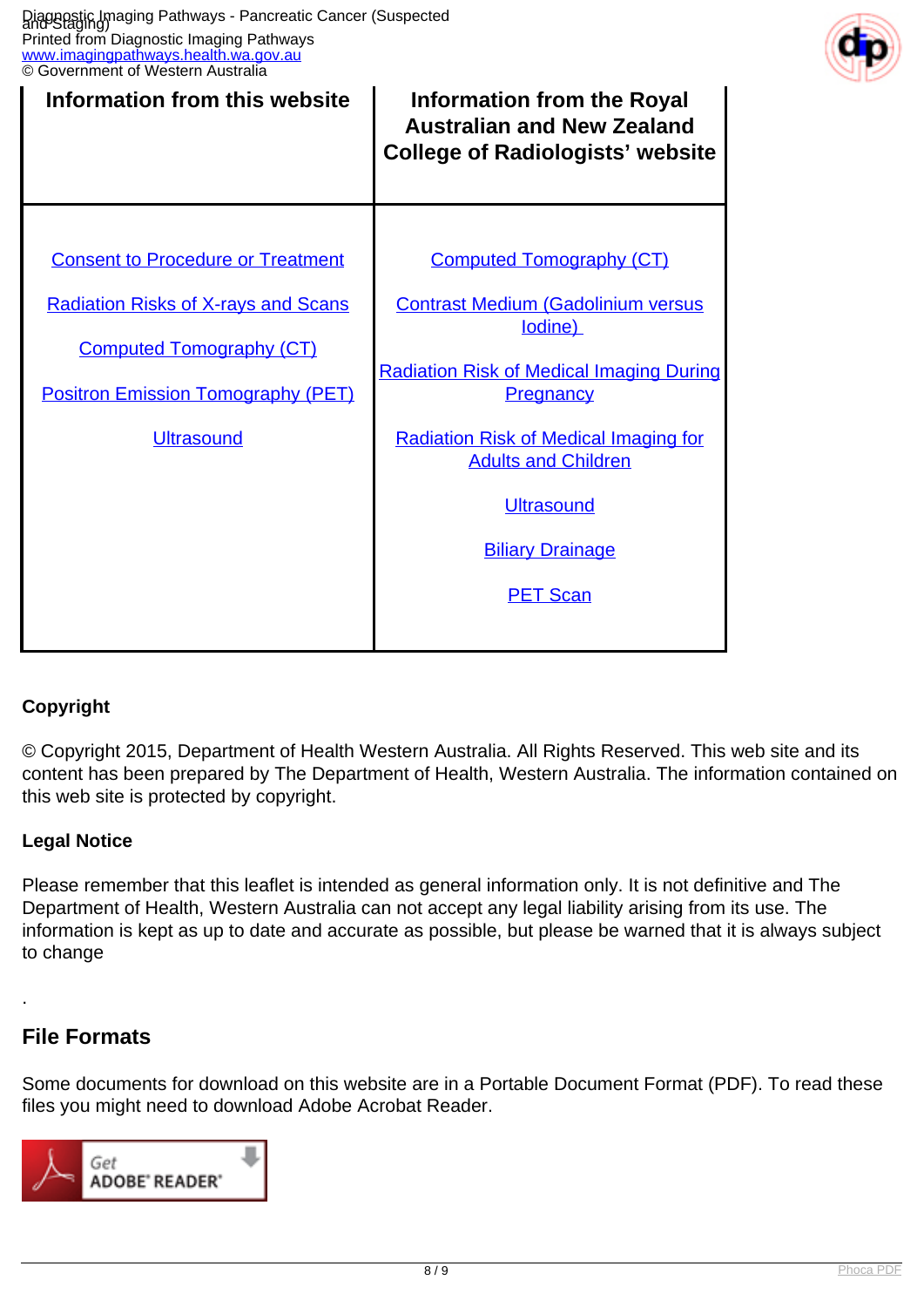| Information from this website | Information from the Royal Australian and New Zealand College of Radiologists' website |
|---|---|
| Consent to Procedure or Treatment<br><br>Radiation Risks of X-rays and Scans<br><br>Computed Tomography (CT)<br><br>Positron Emission Tomography (PET)<br><br>Ultrasound | Computed Tomography (CT)<br><br>Contrast Medium (Gadolinium versus Iodine)<br><br>Radiation Risk of Medical Imaging During Pregnancy<br><br>Radiation Risk of Medical Imaging for Adults and Children<br><br>Ultrasound<br><br>Biliary Drainage<br><br>PET Scan |

**Copyright**

© Copyright 2015, Department of Health Western Australia. All Rights Reserved. This web site and its content has been prepared by The Department of Health, Western Australia. The information contained on this web site is protected by copyright.

**Legal Notice**

Please remember that this leaflet is intended as general information only. It is not definitive and The Department of Health, Western Australia can not accept any legal liability arising from its use. The information is kept as up to date and accurate as possible, but please be warned that it is always subject to change

.

## File Formats

Some documents for download on this website are in a Portable Document Format (PDF). To read these files you might need to download Adobe Acrobat Reader.

Get ADOBE® READER®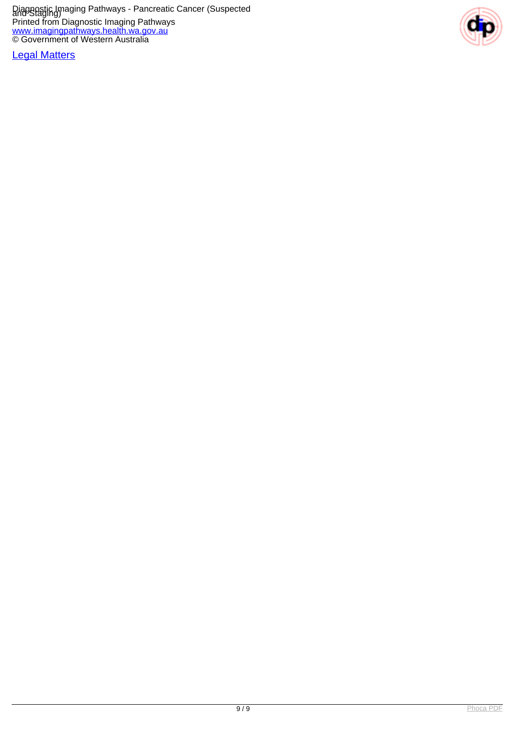Legal Matters